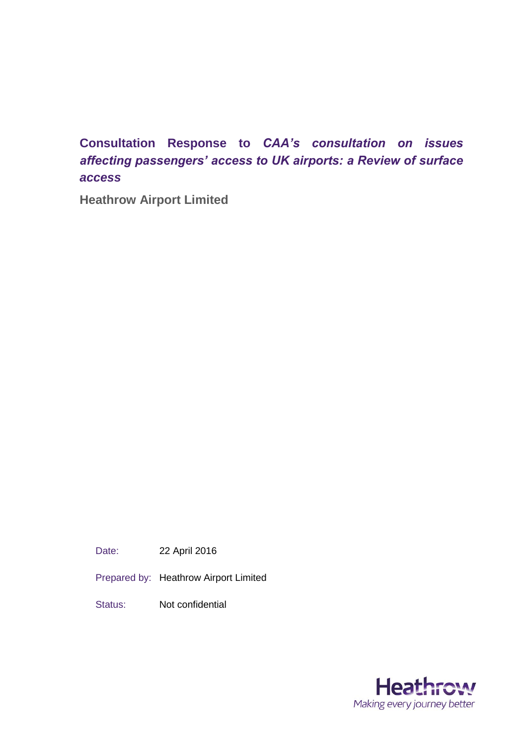# Consultation Response to *CAA's consultation on issues affecting passengers' access to UK airports: a Review of surface access*

**Heathrow Airport Limited**

| | |
|---|---|
| Date: | 22 April 2016 |
| Prepared by: | Heathrow Airport Limited |
| Status: | Not confidential |

Heathrow
Making every journey better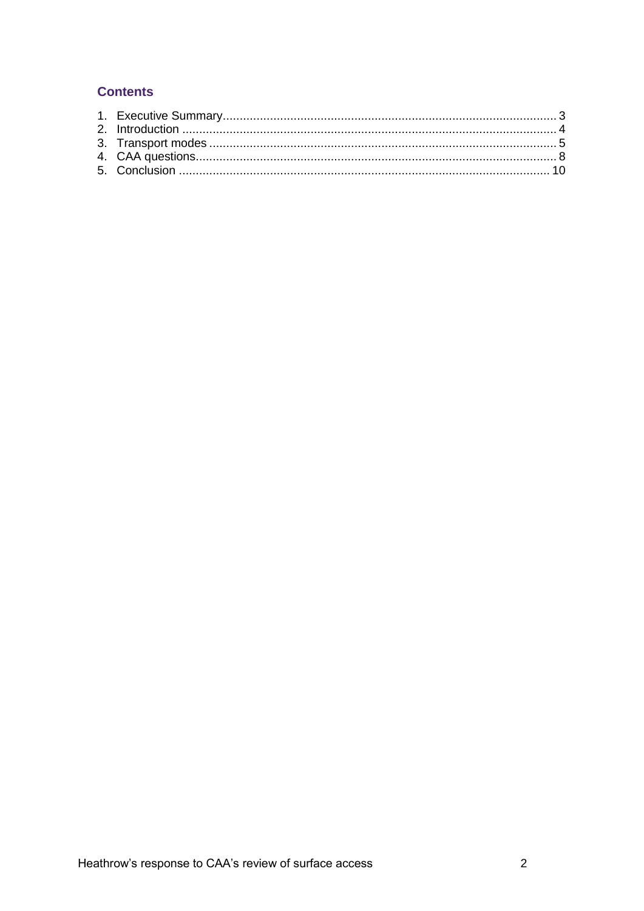## Contents

1. Executive Summary .......... 3
2. Introduction .......... 4
3. Transport modes .......... 5
4. CAA questions .......... 8
5. Conclusion .......... 10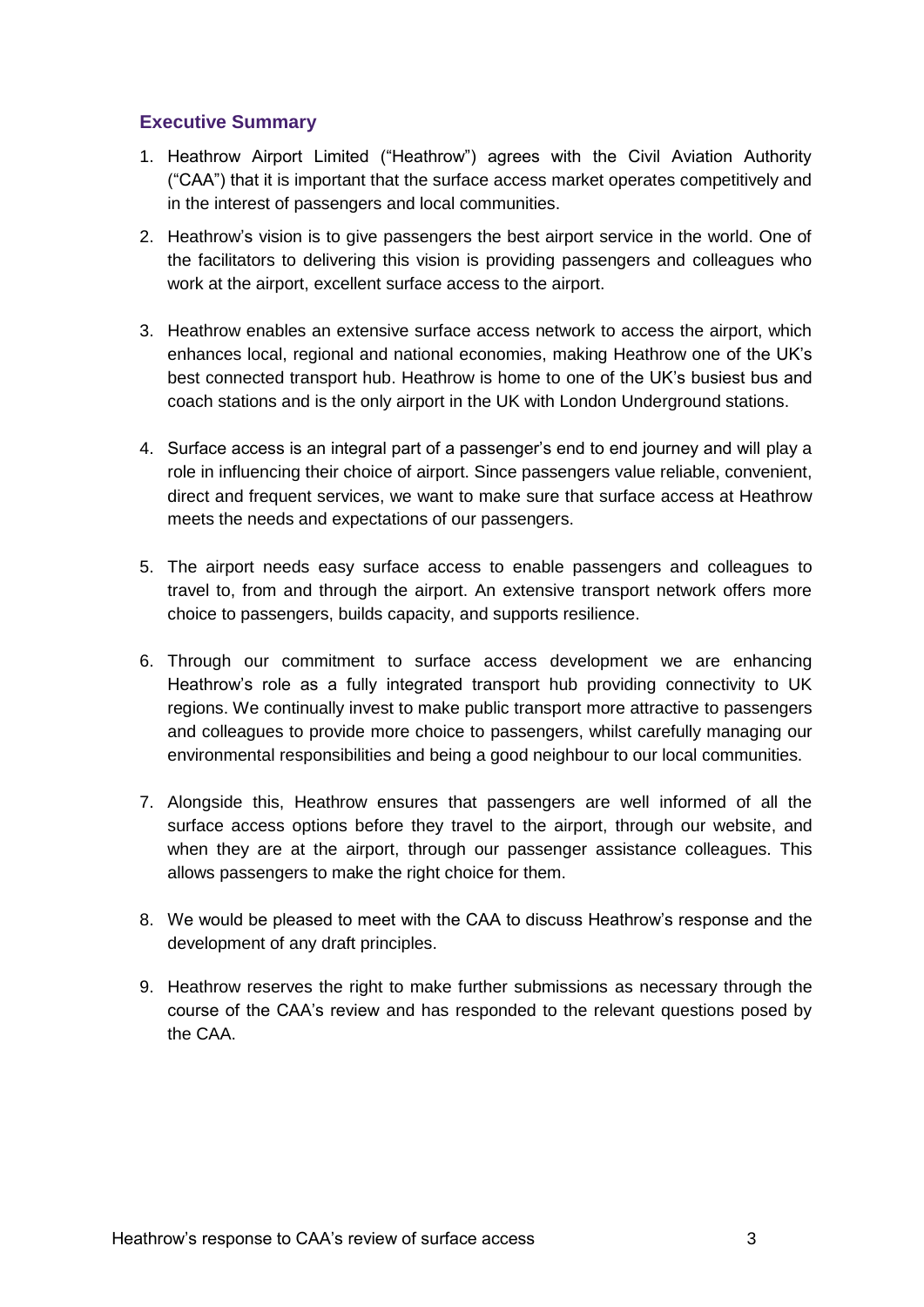## Executive Summary

1. Heathrow Airport Limited ("Heathrow") agrees with the Civil Aviation Authority ("CAA") that it is important that the surface access market operates competitively and in the interest of passengers and local communities.

2. Heathrow's vision is to give passengers the best airport service in the world. One of the facilitators to delivering this vision is providing passengers and colleagues who work at the airport, excellent surface access to the airport.

3. Heathrow enables an extensive surface access network to access the airport, which enhances local, regional and national economies, making Heathrow one of the UK's best connected transport hub. Heathrow is home to one of the UK's busiest bus and coach stations and is the only airport in the UK with London Underground stations.

4. Surface access is an integral part of a passenger's end to end journey and will play a role in influencing their choice of airport. Since passengers value reliable, convenient, direct and frequent services, we want to make sure that surface access at Heathrow meets the needs and expectations of our passengers.

5. The airport needs easy surface access to enable passengers and colleagues to travel to, from and through the airport. An extensive transport network offers more choice to passengers, builds capacity, and supports resilience.

6. Through our commitment to surface access development we are enhancing Heathrow's role as a fully integrated transport hub providing connectivity to UK regions. We continually invest to make public transport more attractive to passengers and colleagues to provide more choice to passengers, whilst carefully managing our environmental responsibilities and being a good neighbour to our local communities.

7. Alongside this, Heathrow ensures that passengers are well informed of all the surface access options before they travel to the airport, through our website, and when they are at the airport, through our passenger assistance colleagues. This allows passengers to make the right choice for them.

8. We would be pleased to meet with the CAA to discuss Heathrow's response and the development of any draft principles.

9. Heathrow reserves the right to make further submissions as necessary through the course of the CAA's review and has responded to the relevant questions posed by the CAA.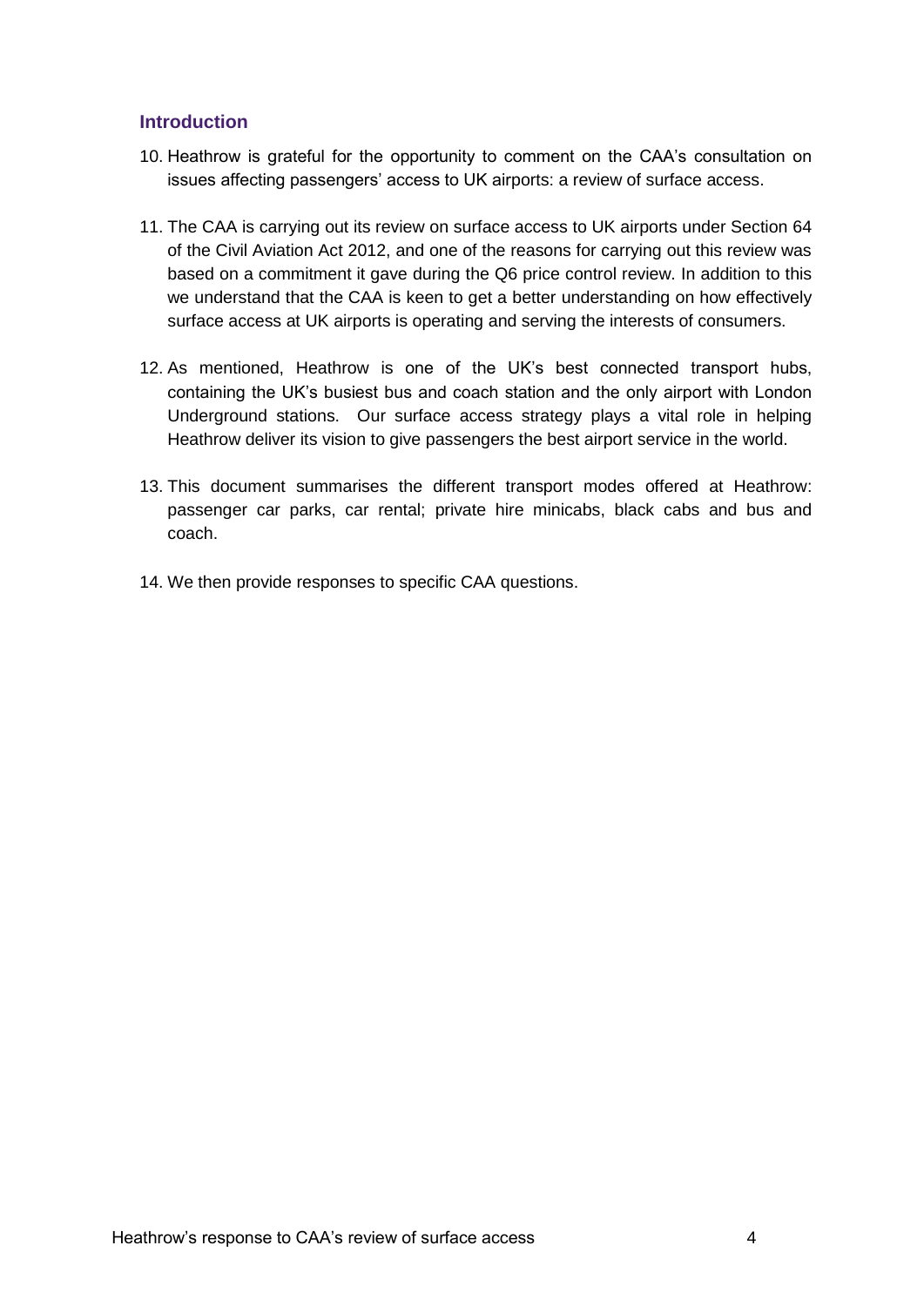## Introduction

10. Heathrow is grateful for the opportunity to comment on the CAA's consultation on issues affecting passengers' access to UK airports: a review of surface access.

11. The CAA is carrying out its review on surface access to UK airports under Section 64 of the Civil Aviation Act 2012, and one of the reasons for carrying out this review was based on a commitment it gave during the Q6 price control review. In addition to this we understand that the CAA is keen to get a better understanding on how effectively surface access at UK airports is operating and serving the interests of consumers.

12. As mentioned, Heathrow is one of the UK's best connected transport hubs, containing the UK's busiest bus and coach station and the only airport with London Underground stations. Our surface access strategy plays a vital role in helping Heathrow deliver its vision to give passengers the best airport service in the world.

13. This document summarises the different transport modes offered at Heathrow: passenger car parks, car rental; private hire minicabs, black cabs and bus and coach.

14. We then provide responses to specific CAA questions.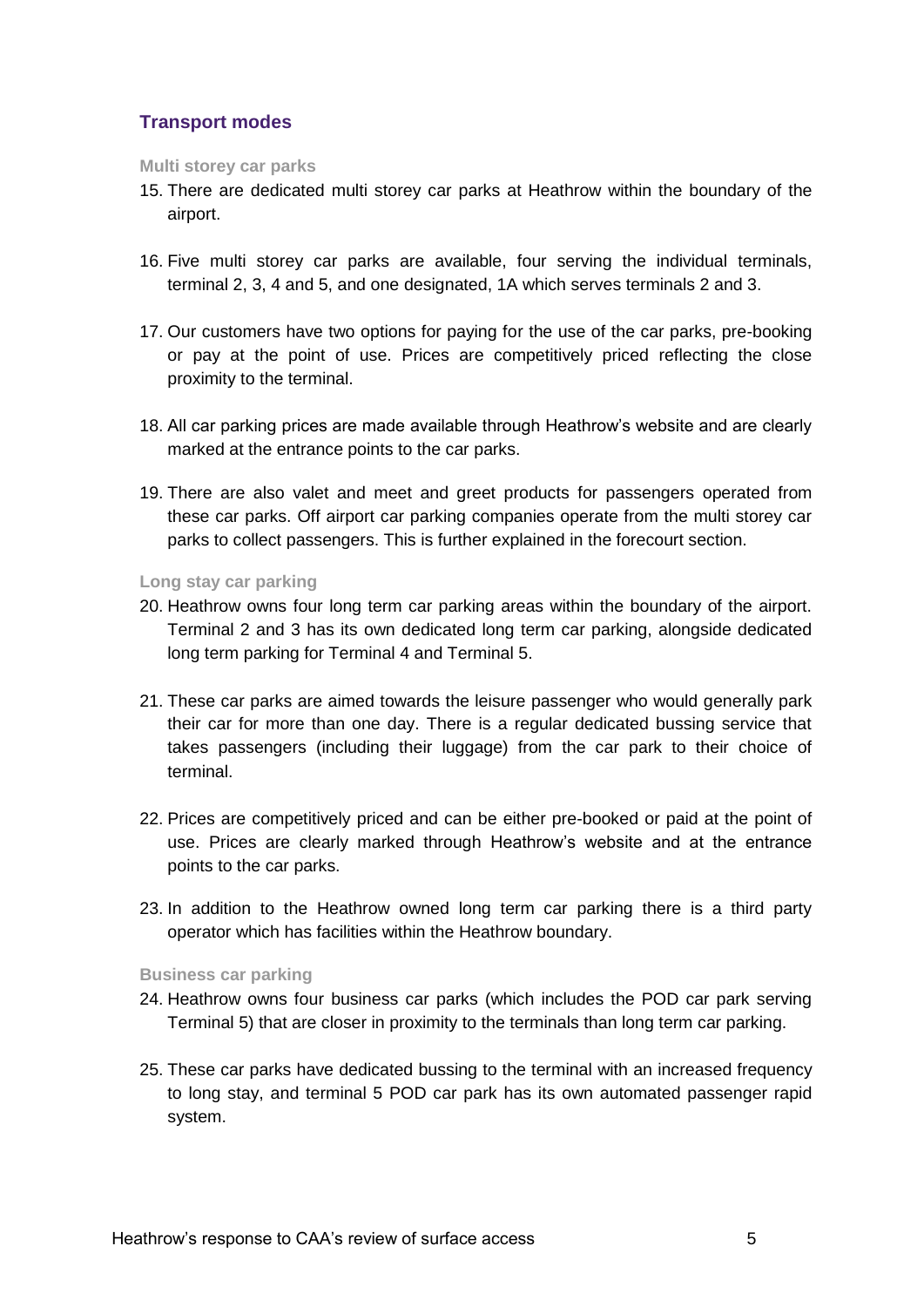## Transport modes

### Multi storey car parks

15. There are dedicated multi storey car parks at Heathrow within the boundary of the airport.

16. Five multi storey car parks are available, four serving the individual terminals, terminal 2, 3, 4 and 5, and one designated, 1A which serves terminals 2 and 3.

17. Our customers have two options for paying for the use of the car parks, pre-booking or pay at the point of use. Prices are competitively priced reflecting the close proximity to the terminal.

18. All car parking prices are made available through Heathrow's website and are clearly marked at the entrance points to the car parks.

19. There are also valet and meet and greet products for passengers operated from these car parks. Off airport car parking companies operate from the multi storey car parks to collect passengers. This is further explained in the forecourt section.

### Long stay car parking

20. Heathrow owns four long term car parking areas within the boundary of the airport. Terminal 2 and 3 has its own dedicated long term car parking, alongside dedicated long term parking for Terminal 4 and Terminal 5.

21. These car parks are aimed towards the leisure passenger who would generally park their car for more than one day. There is a regular dedicated bussing service that takes passengers (including their luggage) from the car park to their choice of terminal.

22. Prices are competitively priced and can be either pre-booked or paid at the point of use. Prices are clearly marked through Heathrow's website and at the entrance points to the car parks.

23. In addition to the Heathrow owned long term car parking there is a third party operator which has facilities within the Heathrow boundary.

### Business car parking

24. Heathrow owns four business car parks (which includes the POD car park serving Terminal 5) that are closer in proximity to the terminals than long term car parking.

25. These car parks have dedicated bussing to the terminal with an increased frequency to long stay, and terminal 5 POD car park has its own automated passenger rapid system.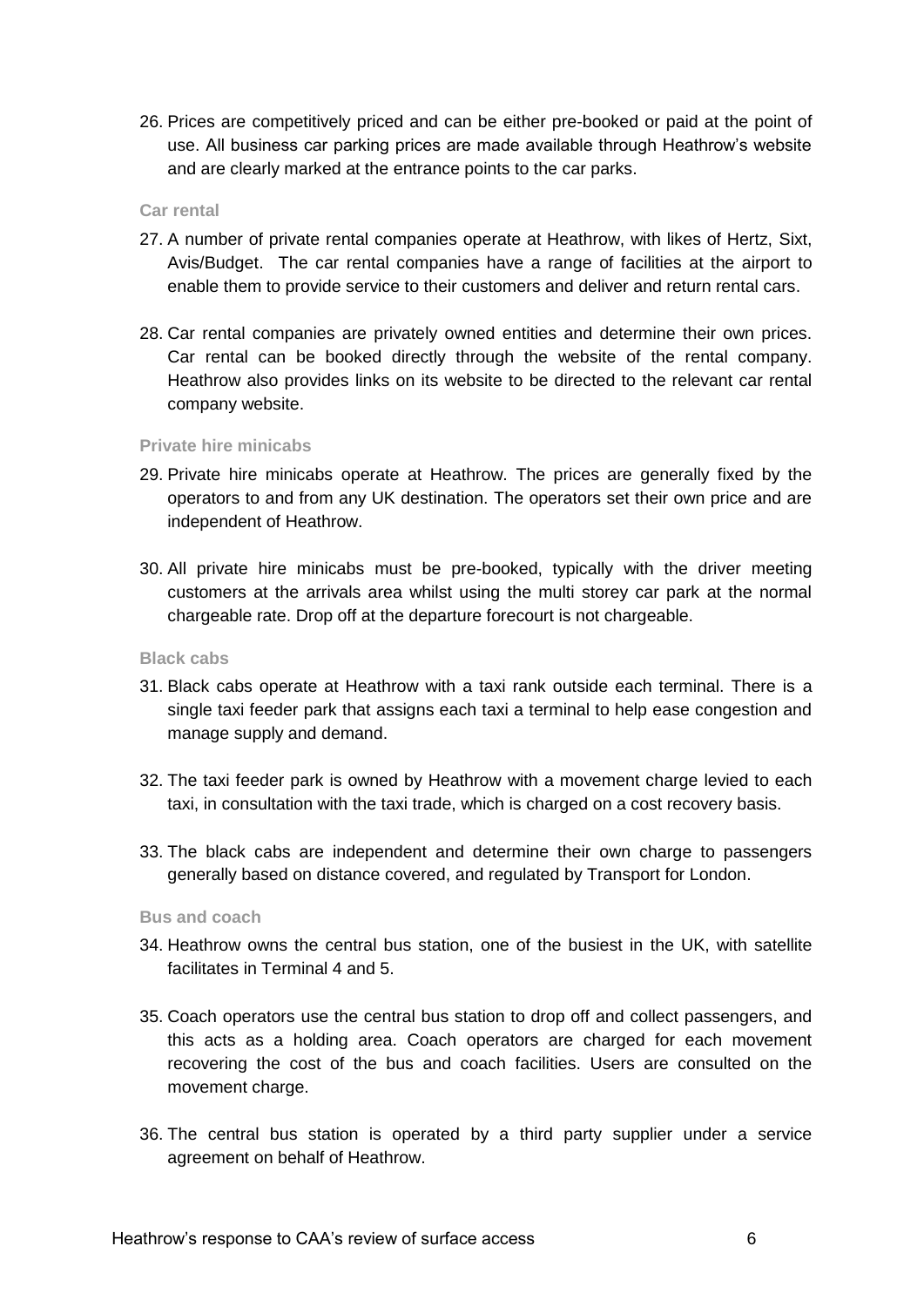26. Prices are competitively priced and can be either pre-booked or paid at the point of use. All business car parking prices are made available through Heathrow's website and are clearly marked at the entrance points to the car parks.

### Car rental

27. A number of private rental companies operate at Heathrow, with likes of Hertz, Sixt, Avis/Budget. The car rental companies have a range of facilities at the airport to enable them to provide service to their customers and deliver and return rental cars.

28. Car rental companies are privately owned entities and determine their own prices. Car rental can be booked directly through the website of the rental company. Heathrow also provides links on its website to be directed to the relevant car rental company website.

### Private hire minicabs

29. Private hire minicabs operate at Heathrow. The prices are generally fixed by the operators to and from any UK destination. The operators set their own price and are independent of Heathrow.

30. All private hire minicabs must be pre-booked, typically with the driver meeting customers at the arrivals area whilst using the multi storey car park at the normal chargeable rate. Drop off at the departure forecourt is not chargeable.

### Black cabs

31. Black cabs operate at Heathrow with a taxi rank outside each terminal. There is a single taxi feeder park that assigns each taxi a terminal to help ease congestion and manage supply and demand.

32. The taxi feeder park is owned by Heathrow with a movement charge levied to each taxi, in consultation with the taxi trade, which is charged on a cost recovery basis.

33. The black cabs are independent and determine their own charge to passengers generally based on distance covered, and regulated by Transport for London.

### Bus and coach

34. Heathrow owns the central bus station, one of the busiest in the UK, with satellite facilitates in Terminal 4 and 5.

35. Coach operators use the central bus station to drop off and collect passengers, and this acts as a holding area. Coach operators are charged for each movement recovering the cost of the bus and coach facilities. Users are consulted on the movement charge.

36. The central bus station is operated by a third party supplier under a service agreement on behalf of Heathrow.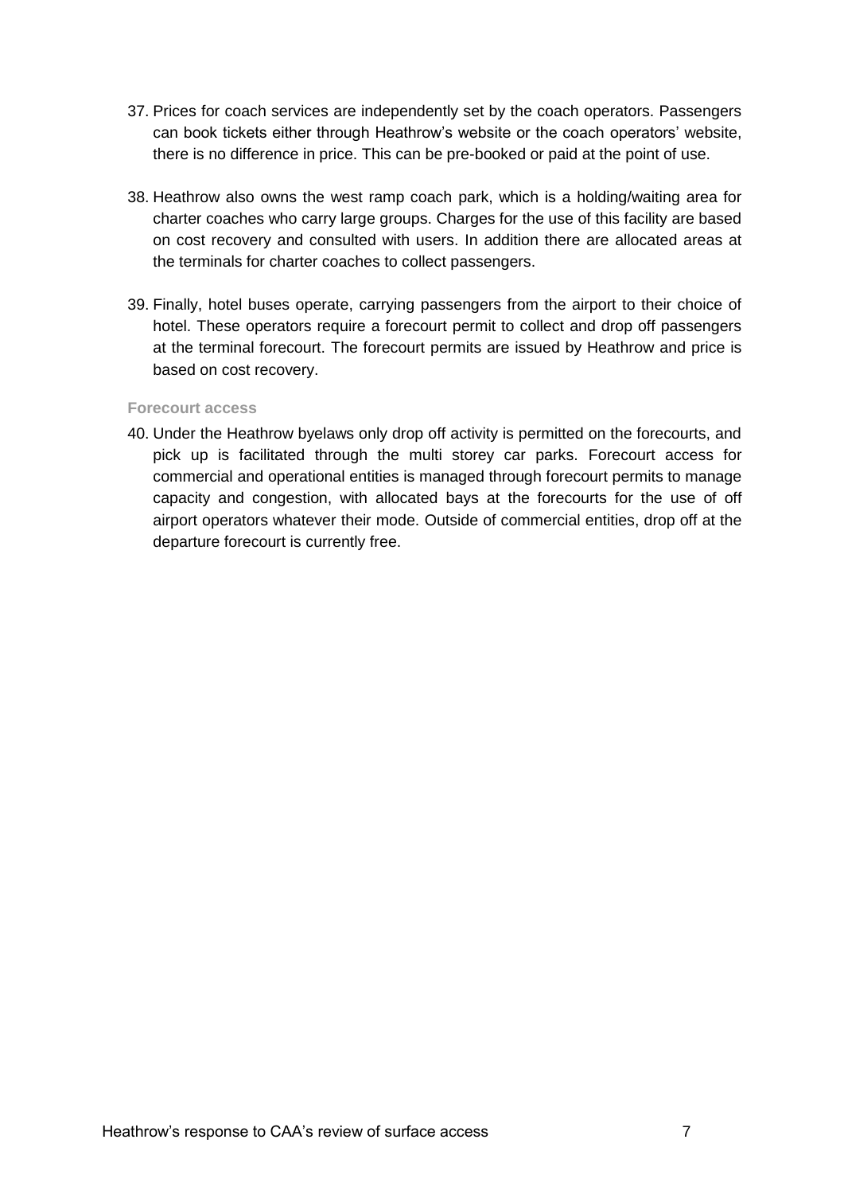37. Prices for coach services are independently set by the coach operators. Passengers can book tickets either through Heathrow's website or the coach operators' website, there is no difference in price. This can be pre-booked or paid at the point of use.

38. Heathrow also owns the west ramp coach park, which is a holding/waiting area for charter coaches who carry large groups. Charges for the use of this facility are based on cost recovery and consulted with users. In addition there are allocated areas at the terminals for charter coaches to collect passengers.

39. Finally, hotel buses operate, carrying passengers from the airport to their choice of hotel. These operators require a forecourt permit to collect and drop off passengers at the terminal forecourt. The forecourt permits are issued by Heathrow and price is based on cost recovery.

#### Forecourt access

40. Under the Heathrow byelaws only drop off activity is permitted on the forecourts, and pick up is facilitated through the multi storey car parks. Forecourt access for commercial and operational entities is managed through forecourt permits to manage capacity and congestion, with allocated bays at the forecourts for the use of off airport operators whatever their mode. Outside of commercial entities, drop off at the departure forecourt is currently free.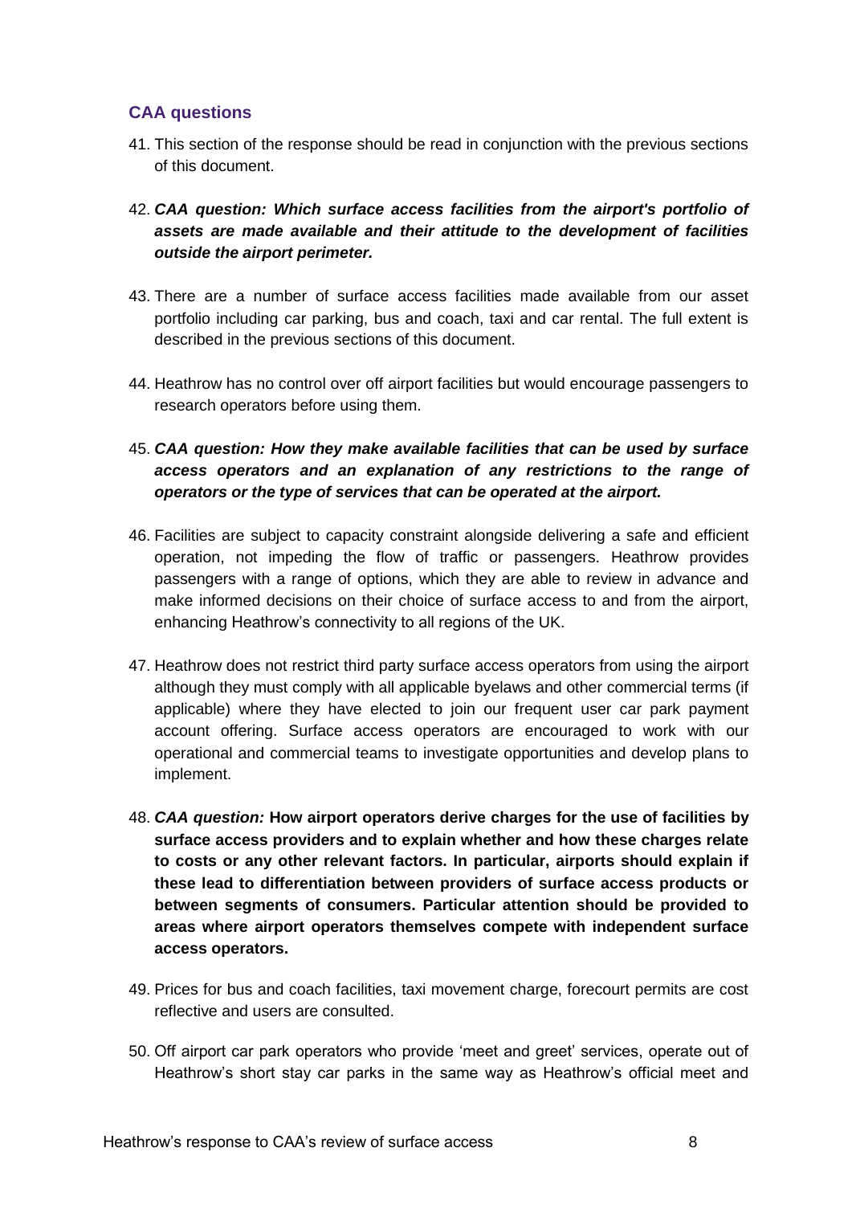### CAA questions

41. This section of the response should be read in conjunction with the previous sections of this document.

42. ***CAA question: Which surface access facilities from the airport's portfolio of assets are made available and their attitude to the development of facilities outside the airport perimeter.***

43. There are a number of surface access facilities made available from our asset portfolio including car parking, bus and coach, taxi and car rental. The full extent is described in the previous sections of this document.

44. Heathrow has no control over off airport facilities but would encourage passengers to research operators before using them.

45. ***CAA question: How they make available facilities that can be used by surface access operators and an explanation of any restrictions to the range of operators or the type of services that can be operated at the airport.***

46. Facilities are subject to capacity constraint alongside delivering a safe and efficient operation, not impeding the flow of traffic or passengers. Heathrow provides passengers with a range of options, which they are able to review in advance and make informed decisions on their choice of surface access to and from the airport, enhancing Heathrow's connectivity to all regions of the UK.

47. Heathrow does not restrict third party surface access operators from using the airport although they must comply with all applicable byelaws and other commercial terms (if applicable) where they have elected to join our frequent user car park payment account offering. Surface access operators are encouraged to work with our operational and commercial teams to investigate opportunities and develop plans to implement.

48. ***CAA question:*** **How airport operators derive charges for the use of facilities by surface access providers and to explain whether and how these charges relate to costs or any other relevant factors. In particular, airports should explain if these lead to differentiation between providers of surface access products or between segments of consumers. Particular attention should be provided to areas where airport operators themselves compete with independent surface access operators.**

49. Prices for bus and coach facilities, taxi movement charge, forecourt permits are cost reflective and users are consulted.

50. Off airport car park operators who provide 'meet and greet' services, operate out of Heathrow's short stay car parks in the same way as Heathrow's official meet and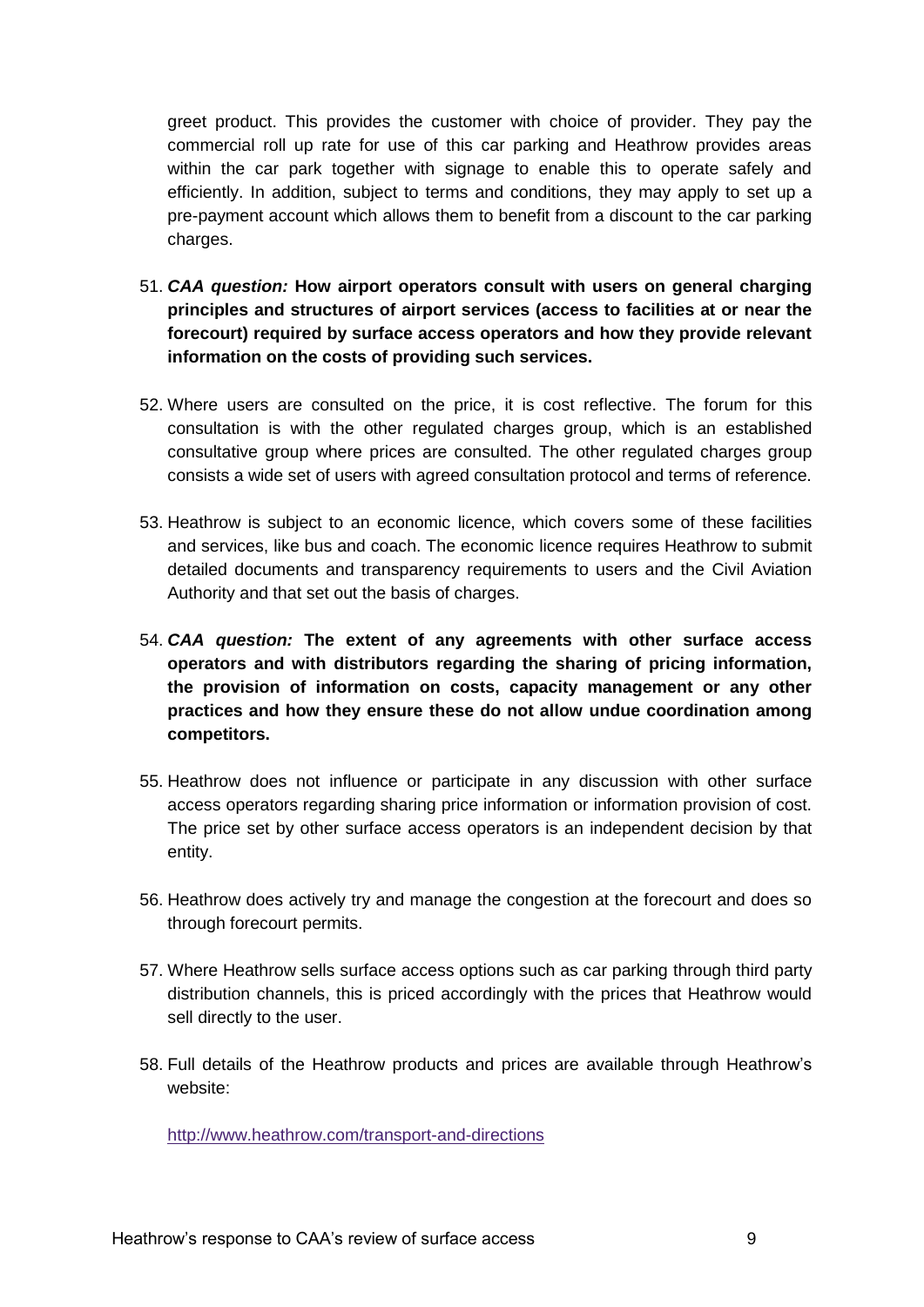greet product. This provides the customer with choice of provider. They pay the commercial roll up rate for use of this car parking and Heathrow provides areas within the car park together with signage to enable this to operate safely and efficiently. In addition, subject to terms and conditions, they may apply to set up a pre-payment account which allows them to benefit from a discount to the car parking charges.

51. ***CAA question:*** **How airport operators consult with users on general charging principles and structures of airport services (access to facilities at or near the forecourt) required by surface access operators and how they provide relevant information on the costs of providing such services.**

52. Where users are consulted on the price, it is cost reflective. The forum for this consultation is with the other regulated charges group, which is an established consultative group where prices are consulted. The other regulated charges group consists a wide set of users with agreed consultation protocol and terms of reference.

53. Heathrow is subject to an economic licence, which covers some of these facilities and services, like bus and coach. The economic licence requires Heathrow to submit detailed documents and transparency requirements to users and the Civil Aviation Authority and that set out the basis of charges.

54. ***CAA question:*** **The extent of any agreements with other surface access operators and with distributors regarding the sharing of pricing information, the provision of information on costs, capacity management or any other practices and how they ensure these do not allow undue coordination among competitors.**

55. Heathrow does not influence or participate in any discussion with other surface access operators regarding sharing price information or information provision of cost. The price set by other surface access operators is an independent decision by that entity.

56. Heathrow does actively try and manage the congestion at the forecourt and does so through forecourt permits.

57. Where Heathrow sells surface access options such as car parking through third party distribution channels, this is priced accordingly with the prices that Heathrow would sell directly to the user.

58. Full details of the Heathrow products and prices are available through Heathrow's website:

    http://www.heathrow.com/transport-and-directions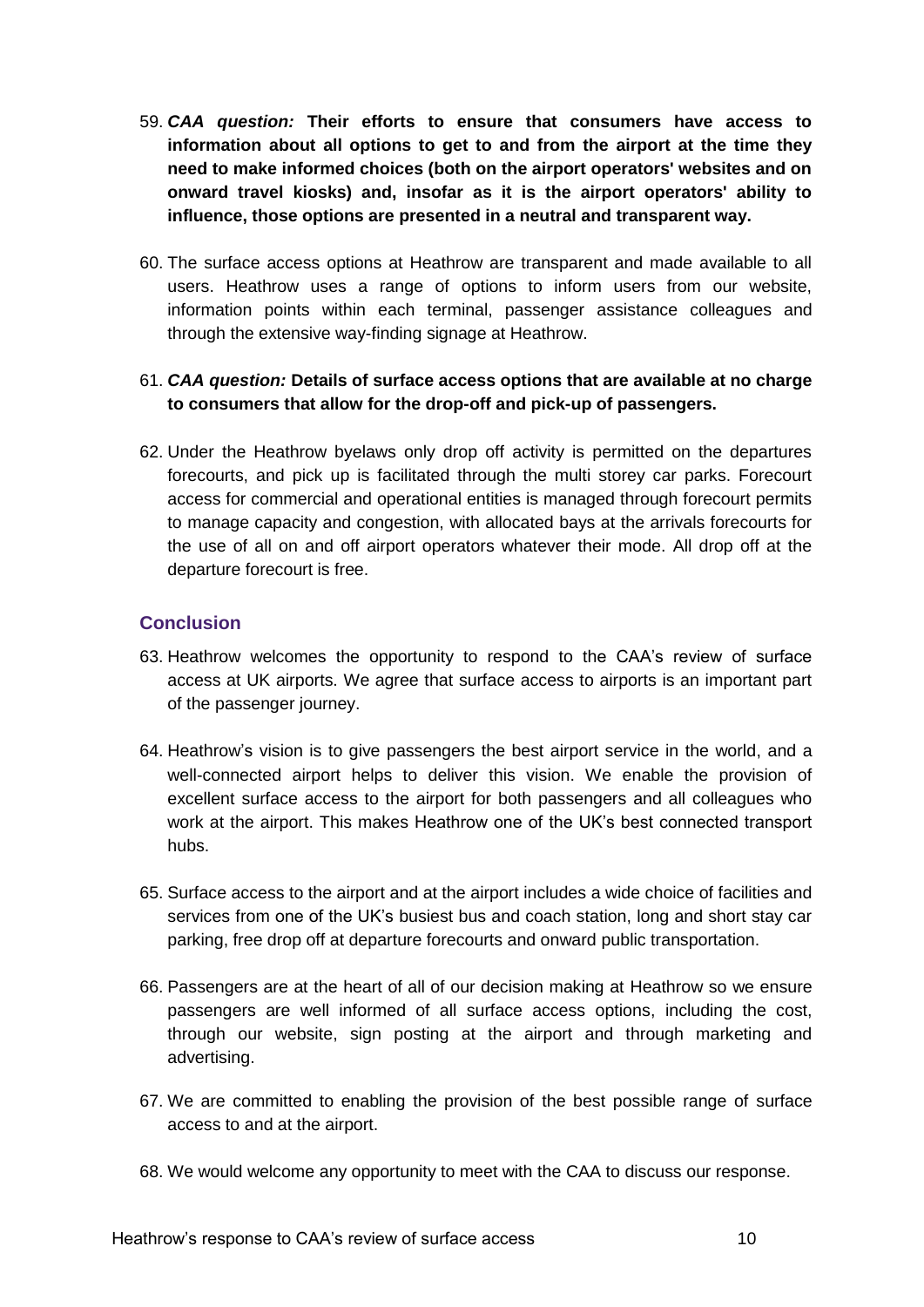59. ***CAA question:* Their efforts to ensure that consumers have access to information about all options to get to and from the airport at the time they need to make informed choices (both on the airport operators' websites and on onward travel kiosks) and, insofar as it is the airport operators' ability to influence, those options are presented in a neutral and transparent way.**

60. The surface access options at Heathrow are transparent and made available to all users. Heathrow uses a range of options to inform users from our website, information points within each terminal, passenger assistance colleagues and through the extensive way-finding signage at Heathrow.

61. ***CAA question:* Details of surface access options that are available at no charge to consumers that allow for the drop-off and pick-up of passengers.**

62. Under the Heathrow byelaws only drop off activity is permitted on the departures forecourts, and pick up is facilitated through the multi storey car parks. Forecourt access for commercial and operational entities is managed through forecourt permits to manage capacity and congestion, with allocated bays at the arrivals forecourts for the use of all on and off airport operators whatever their mode. All drop off at the departure forecourt is free.

## Conclusion

63. Heathrow welcomes the opportunity to respond to the CAA's review of surface access at UK airports. We agree that surface access to airports is an important part of the passenger journey.

64. Heathrow's vision is to give passengers the best airport service in the world, and a well-connected airport helps to deliver this vision. We enable the provision of excellent surface access to the airport for both passengers and all colleagues who work at the airport. This makes Heathrow one of the UK's best connected transport hubs.

65. Surface access to the airport and at the airport includes a wide choice of facilities and services from one of the UK's busiest bus and coach station, long and short stay car parking, free drop off at departure forecourts and onward public transportation.

66. Passengers are at the heart of all of our decision making at Heathrow so we ensure passengers are well informed of all surface access options, including the cost, through our website, sign posting at the airport and through marketing and advertising.

67. We are committed to enabling the provision of the best possible range of surface access to and at the airport.

68. We would welcome any opportunity to meet with the CAA to discuss our response.